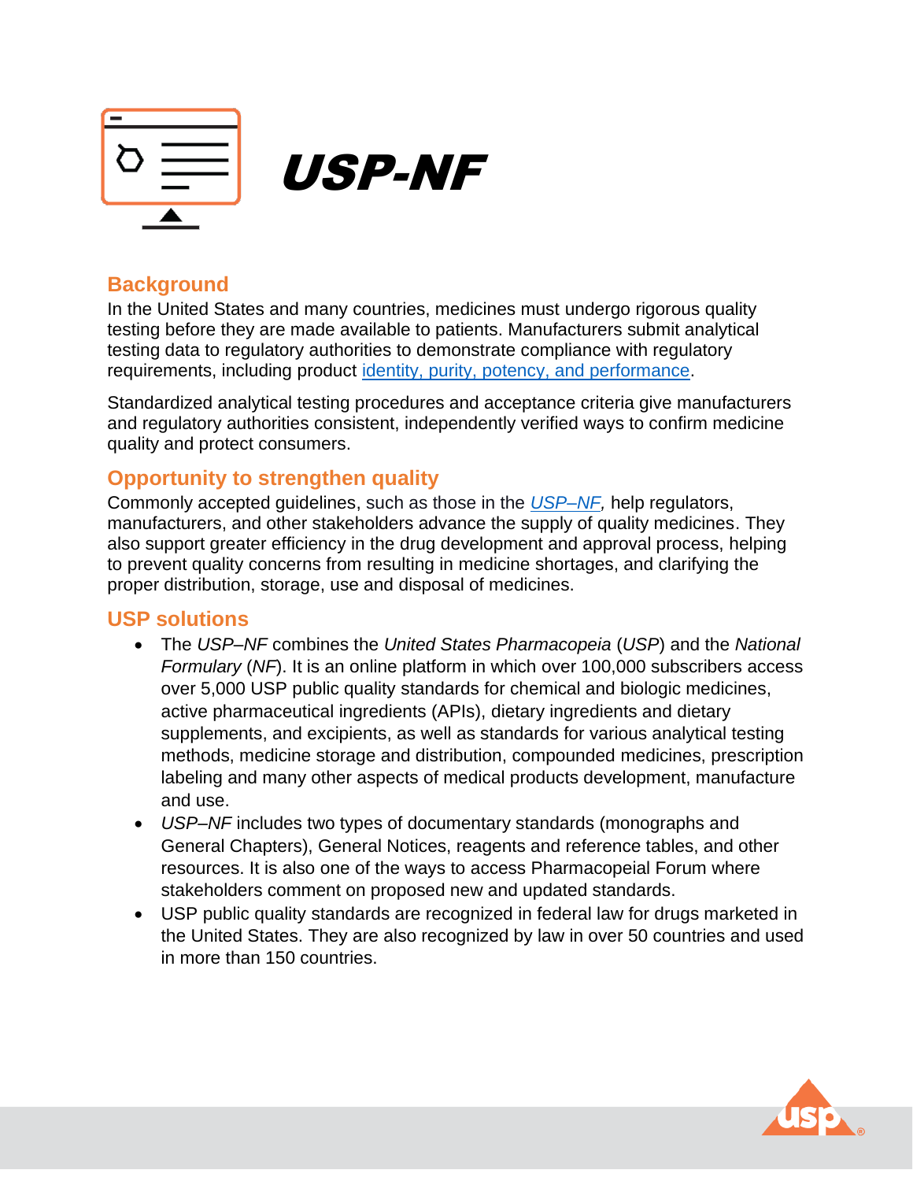# *USP-NF*

## Background

In the United States and many countries, medicines must undergo rigorous quality testing before they are made available to patients. Manufacturers submit analytical testing data to regulatory authorities to demonstrate compliance with regulatory requirements, including product identity, purity, potency, and performance.

Standardized analytical testing procedures and acceptance criteria give manufacturers and regulatory authorities consistent, independently verified ways to confirm medicine quality and protect consumers.

## Opportunity to strengthen quality

Commonly accepted guidelines, such as those in the *USP–NF,* help regulators, manufacturers, and other stakeholders advance the supply of quality medicines. They also support greater efficiency in the drug development and approval process, helping to prevent quality concerns from resulting in medicine shortages, and clarifying the proper distribution, storage, use and disposal of medicines.

## USP solutions

- The *USP–NF* combines the *United States Pharmacopeia* (*USP*) and the *National Formulary* (*NF*). It is an online platform in which over 100,000 subscribers access over 5,000 USP public quality standards for chemical and biologic medicines, active pharmaceutical ingredients (APIs), dietary ingredients and dietary supplements, and excipients, as well as standards for various analytical testing methods, medicine storage and distribution, compounded medicines, prescription labeling and many other aspects of medical products development, manufacture and use.
- *USP–NF* includes two types of documentary standards (monographs and General Chapters), General Notices, reagents and reference tables, and other resources. It is also one of the ways to access Pharmacopeial Forum where stakeholders comment on proposed new and updated standards.
- USP public quality standards are recognized in federal law for drugs marketed in the United States. They are also recognized by law in over 50 countries and used in more than 150 countries.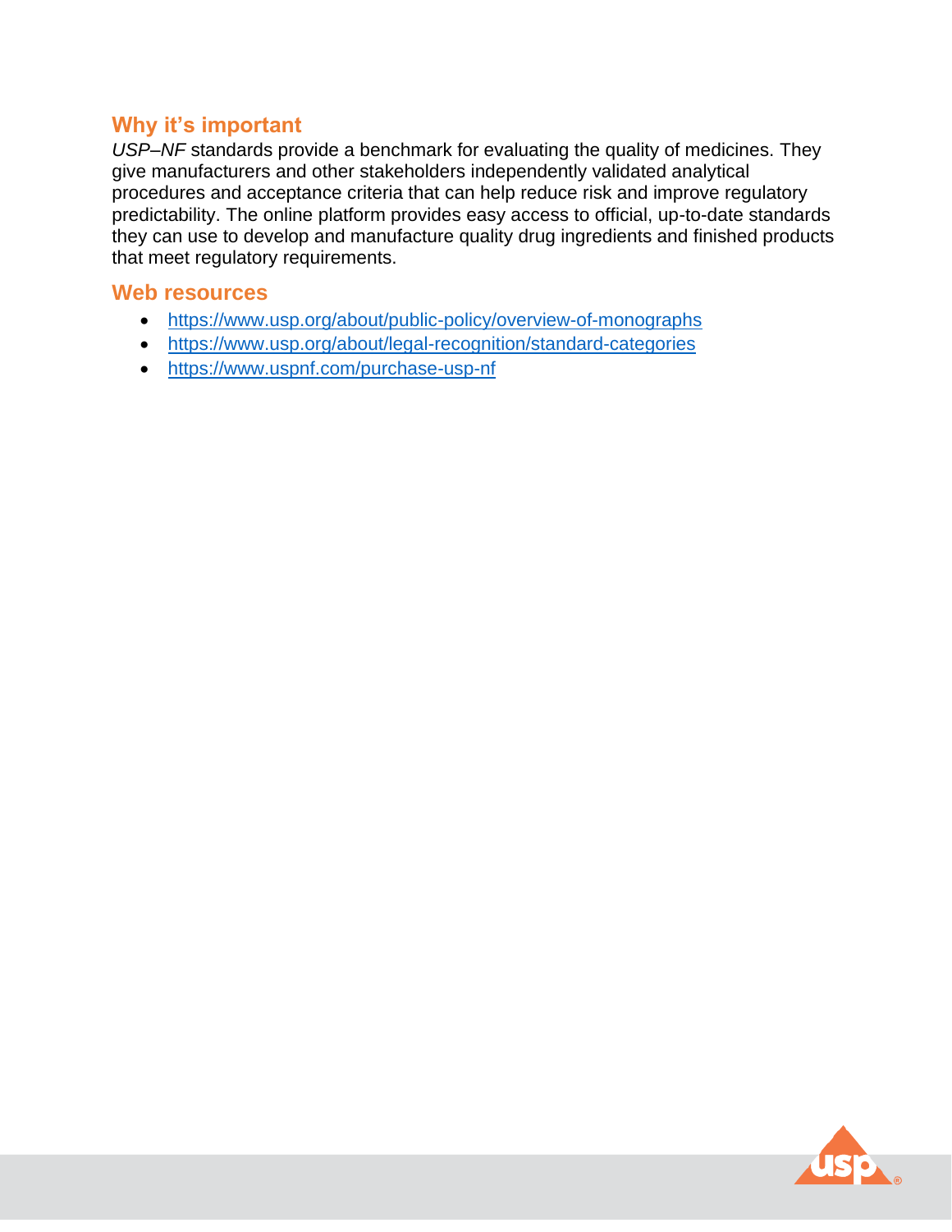## Why it's important

*USP–NF* standards provide a benchmark for evaluating the quality of medicines. They give manufacturers and other stakeholders independently validated analytical procedures and acceptance criteria that can help reduce risk and improve regulatory predictability. The online platform provides easy access to official, up-to-date standards they can use to develop and manufacture quality drug ingredients and finished products that meet regulatory requirements.

## Web resources

- https://www.usp.org/about/public-policy/overview-of-monographs
- https://www.usp.org/about/legal-recognition/standard-categories
- https://www.uspnf.com/purchase-usp-nf